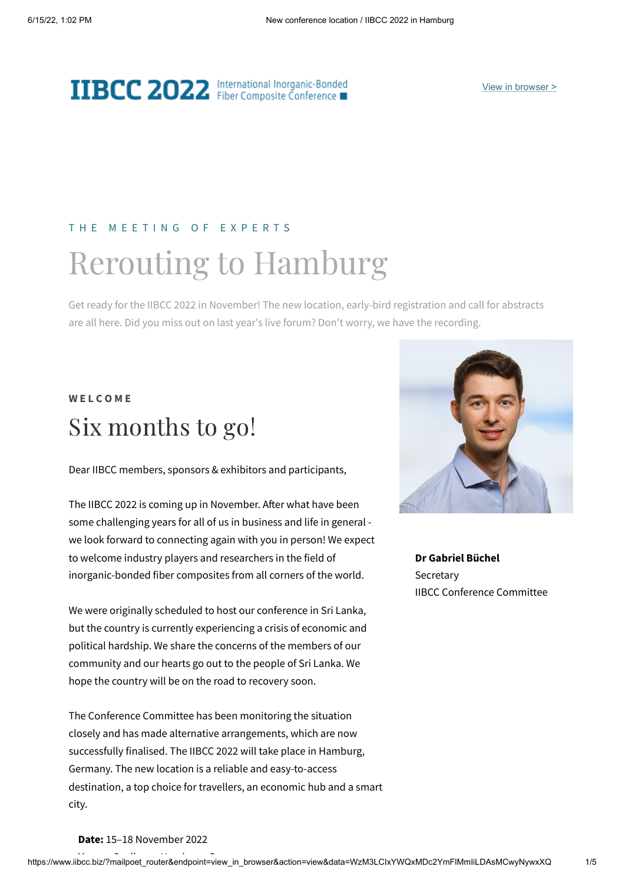IIBCC 2022 International Inorganic-Bonded Fiber Composite Conference

View in browser >

THE MEETING OF EXPERTS

# Rerouting to Hamburg

Get ready for the IIBCC 2022 in November! The new location, early-bird registration and call for abstracts are all here. Did you miss out on last year's live forum? Don't worry, we have the recording.

WELCOME

## Six months to go!

Dear IIBCC members, sponsors & exhibitors and participants,

The IIBCC 2022 is coming up in November. After what have been some challenging years for all of us in business and life in general - we look forward to connecting again with you in person! We expect to welcome industry players and researchers in the field of inorganic-bonded fiber composites from all corners of the world.

We were originally scheduled to host our conference in Sri Lanka, but the country is currently experiencing a crisis of economic and political hardship. We share the concerns of the members of our community and our hearts go out to the people of Sri Lanka. We hope the country will be on the road to recovery soon.

The Conference Committee has been monitoring the situation closely and has made alternative arrangements, which are now successfully finalised. The IIBCC 2022 will take place in Hamburg, Germany. The new location is a reliable and easy-to-access destination, a top choice for travellers, an economic hub and a smart city.

**Dr Gabriel Büchel**
Secretary
IIBCC Conference Committee

**Date:** 15–18 November 2022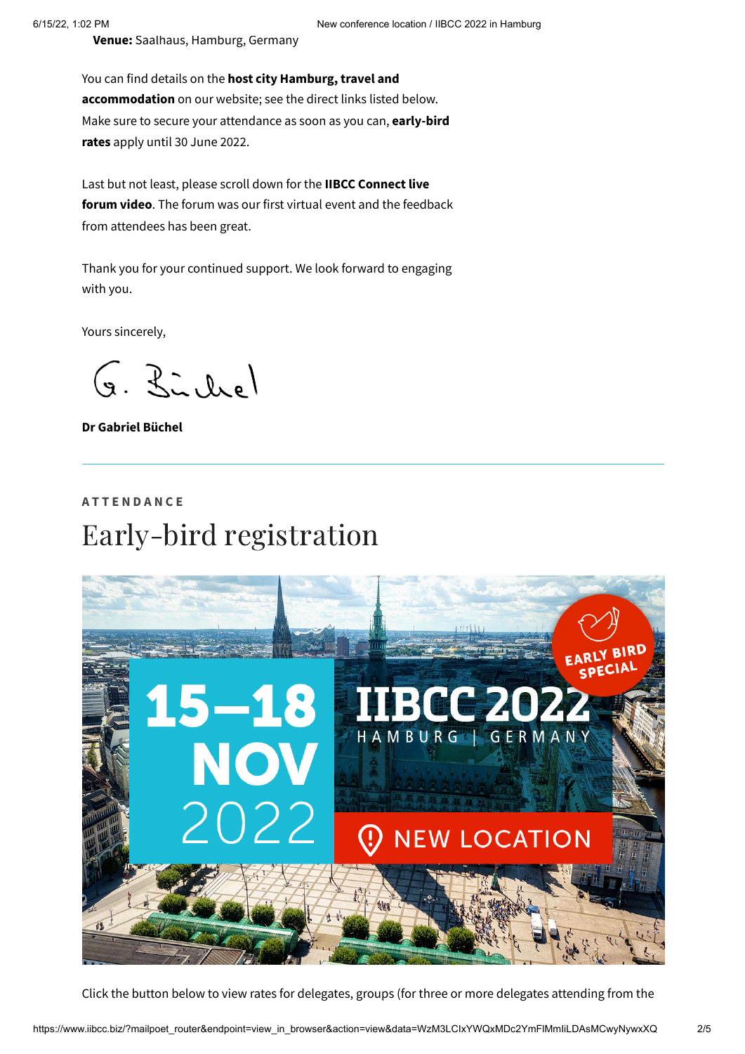**Venue:** Saalhaus, Hamburg, Germany

You can find details on the **host city Hamburg, travel and accommodation** on our website; see the direct links listed below. Make sure to secure your attendance as soon as you can, **early-bird rates** apply until 30 June 2022.

Last but not least, please scroll down for the **IIBCC Connect live forum video**. The forum was our first virtual event and the feedback from attendees has been great.

Thank you for your continued support. We look forward to engaging with you.

Yours sincerely,

**Dr Gabriel Büchel**

---

ATTENDANCE

## Early-bird registration

Click the button below to view rates for delegates, groups (for three or more delegates attending from the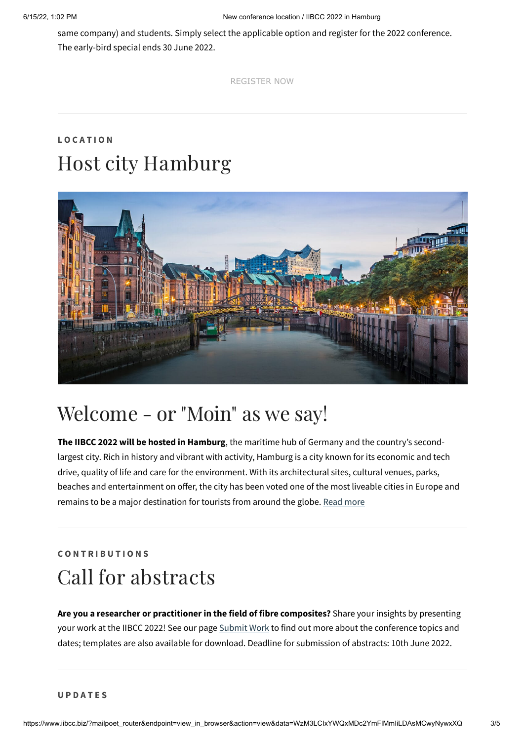same company) and students. Simply select the applicable option and register for the 2022 conference. The early-bird special ends 30 June 2022.

REGISTER NOW

LOCATION

# Host city Hamburg

# Welcome - or "Moin" as we say!

**The IIBCC 2022 will be hosted in Hamburg**, the maritime hub of Germany and the country's second-largest city. Rich in history and vibrant with activity, Hamburg is a city known for its economic and tech drive, quality of life and care for the environment. With its architectural sites, cultural venues, parks, beaches and entertainment on offer, the city has been voted one of the most liveable cities in Europe and remains to be a major destination for tourists from around the globe. Read more

CONTRIBUTIONS

# Call for abstracts

**Are you a researcher or practitioner in the field of fibre composites?** Share your insights by presenting your work at the IIBCC 2022! See our page Submit Work to find out more about the conference topics and dates; templates are also available for download. Deadline for submission of abstracts: 10th June 2022.

UPDATES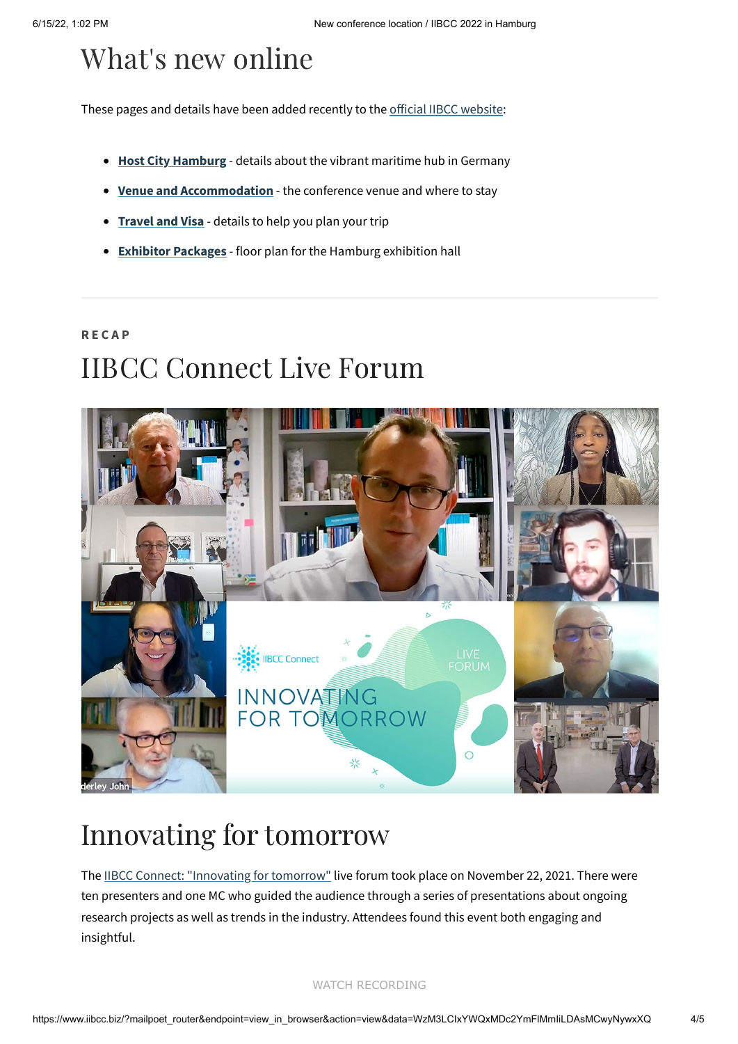# What's new online

These pages and details have been added recently to the official IIBCC website:

- **Host City Hamburg** - details about the vibrant maritime hub in Germany
- **Venue and Accommodation** - the conference venue and where to stay
- **Travel and Visa** - details to help you plan your trip
- **Exhibitor Packages** - floor plan for the Hamburg exhibition hall

RECAP

# IIBCC Connect Live Forum

# Innovating for tomorrow

The IIBCC Connect: "Innovating for tomorrow" live forum took place on November 22, 2021. There were ten presenters and one MC who guided the audience through a series of presentations about ongoing research projects as well as trends in the industry. Attendees found this event both engaging and insightful.

WATCH RECORDING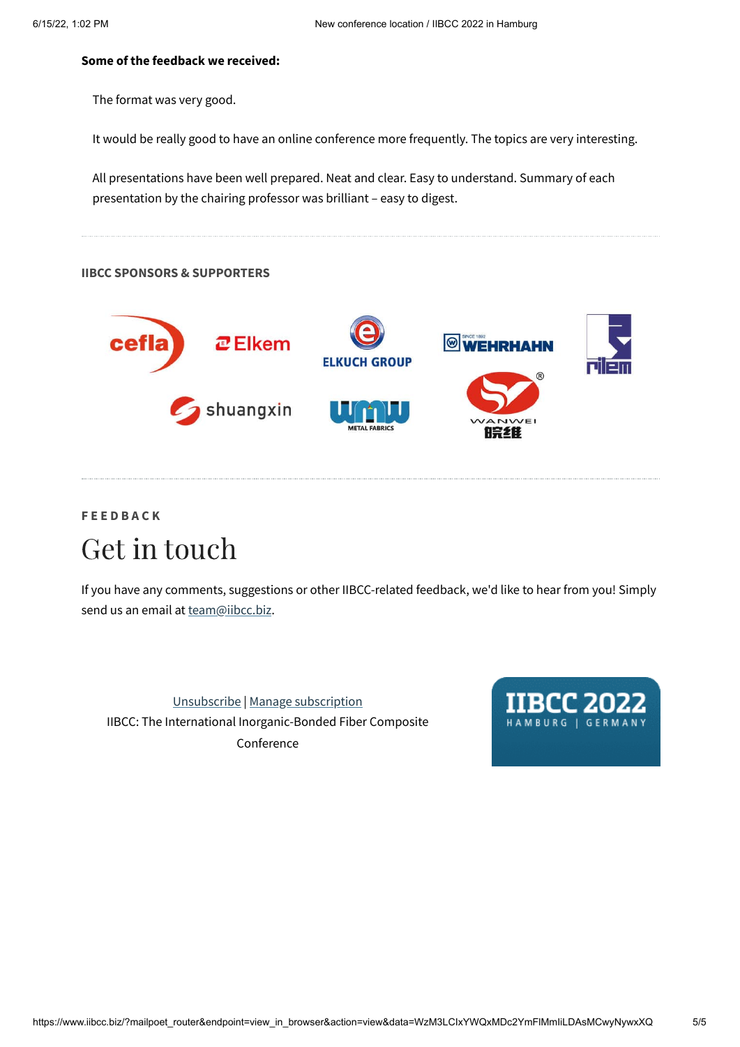**Some of the feedback we received:**

The format was very good.

It would be really good to have an online conference more frequently. The topics are very interesting.

All presentations have been well prepared. Neat and clear. Easy to understand. Summary of each presentation by the chairing professor was brilliant – easy to digest.

**IIBCC SPONSORS & SUPPORTERS**

FEEDBACK

# Get in touch

If you have any comments, suggestions or other IIBCC-related feedback, we'd like to hear from you! Simply send us an email at team@iibcc.biz.

Unsubscribe | Manage subscription

IIBCC: The International Inorganic-Bonded Fiber Composite Conference